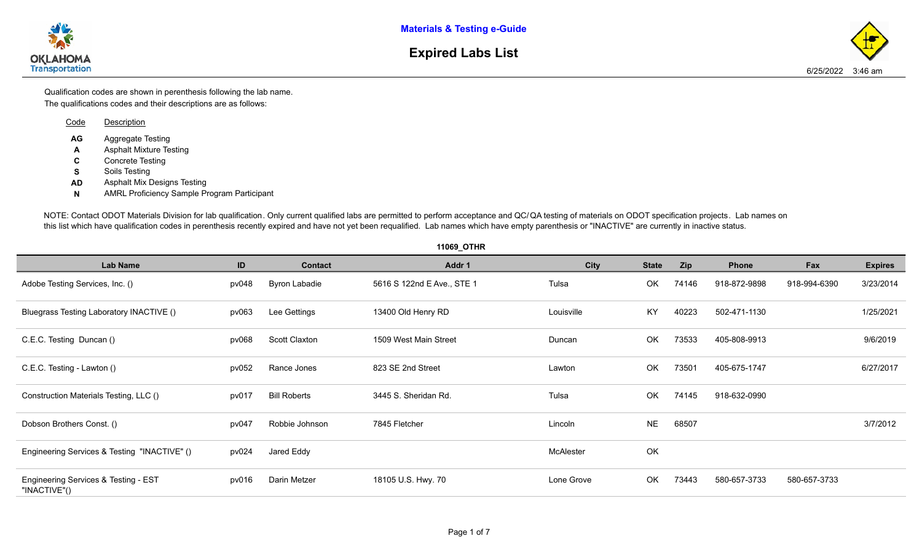**Materials & Testing e-Guide**

# Expired Labs List

6/25/2022 3:46 am

Qualification codes are shown in perenthesis following the lab name.
The qualifications codes and their descriptions are as follows:

| Code | Description |
|---|---|
| AG | Aggregate Testing |
| A | Asphalt Mixture Testing |
| C | Concrete Testing |
| S | Soils Testing |
| AD | Asphalt Mix Designs Testing |
| N | AMRL Proficiency Sample Program Participant |

NOTE: Contact ODOT Materials Division for lab qualification. Only current qualified labs are permitted to perform acceptance and QC/ QA testing of materials on ODOT specification projects. Lab names on this list which have qualification codes in perenthesis recently expired and have not yet been requalified. Lab names which have empty perenthesis or "INACTIVE" are currently in inactive status.

**11069_OTHR**

| Lab Name | ID | Contact | Addr 1 | City | State | Zip | Phone | Fax | Expires |
|---|---|---|---|---|---|---|---|---|---|
| Adobe Testing Services, Inc. () | pv048 | Byron Labadie | 5616 S 122nd E Ave., STE 1 | Tulsa | OK | 74146 | 918-872-9898 | 918-994-6390 | 3/23/2014 |
| Bluegrass Testing Laboratory INACTIVE () | pv063 | Lee Gettings | 13400 Old Henry RD | Louisville | KY | 40223 | 502-471-1130 | | 1/25/2021 |
| C.E.C. Testing Duncan () | pv068 | Scott Claxton | 1509 West Main Street | Duncan | OK | 73533 | 405-808-9913 | | 9/6/2019 |
| C.E.C. Testing - Lawton () | pv052 | Rance Jones | 823 SE 2nd Street | Lawton | OK | 73501 | 405-675-1747 | | 6/27/2017 |
| Construction Materials Testing, LLC () | pv017 | Bill Roberts | 3445 S. Sheridan Rd. | Tulsa | OK | 74145 | 918-632-0990 | | |
| Dobson Brothers Const. () | pv047 | Robbie Johnson | 7845 Fletcher | Lincoln | NE | 68507 | | | 3/7/2012 |
| Engineering Services & Testing "INACTIVE" () | pv024 | Jared Eddy | | McAlester | OK | | | | |
| Engineering Services & Testing - EST "INACTIVE"() | pv016 | Darin Metzer | 18105 U.S. Hwy. 70 | Lone Grove | OK | 73443 | 580-657-3733 | 580-657-3733 | |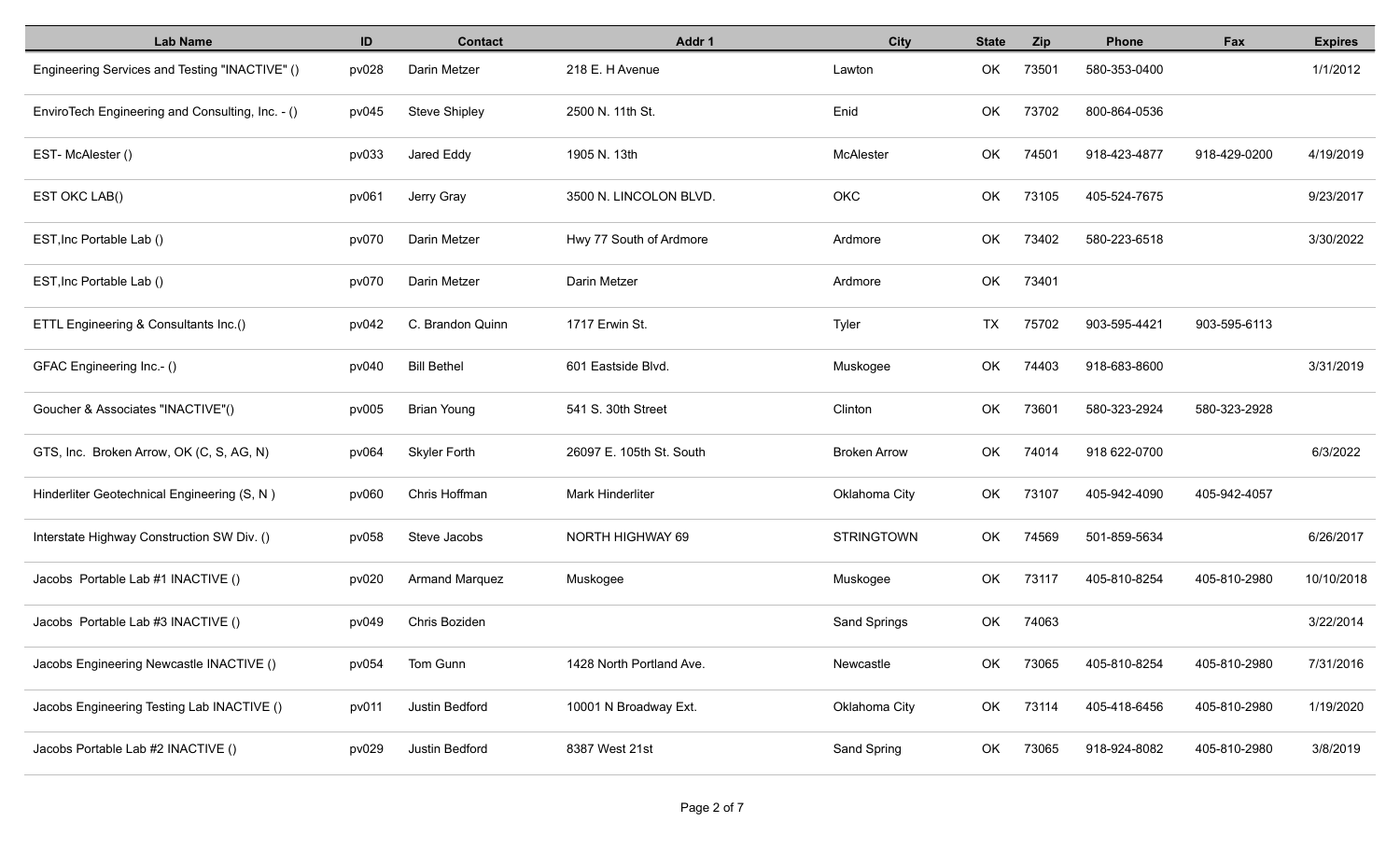| Lab Name | ID | Contact | Addr 1 | City | State | Zip | Phone | Fax | Expires |
|---|---|---|---|---|---|---|---|---|---|
| Engineering Services and Testing "INACTIVE" () | pv028 | Darin Metzer | 218 E. H Avenue | Lawton | OK | 73501 | 580-353-0400 | | 1/1/2012 |
| EnviroTech Engineering and Consulting, Inc. - () | pv045 | Steve Shipley | 2500 N. 11th St. | Enid | OK | 73702 | 800-864-0536 | | |
| EST- McAlester () | pv033 | Jared Eddy | 1905 N. 13th | McAlester | OK | 74501 | 918-423-4877 | 918-429-0200 | 4/19/2019 |
| EST OKC LAB() | pv061 | Jerry Gray | 3500 N. LINCOLON BLVD. | OKC | OK | 73105 | 405-524-7675 | | 9/23/2017 |
| EST,Inc Portable Lab () | pv070 | Darin Metzer | Hwy 77 South of Ardmore | Ardmore | OK | 73402 | 580-223-6518 | | 3/30/2022 |
| EST,Inc Portable Lab () | pv070 | Darin Metzer | Darin Metzer | Ardmore | OK | 73401 | | | |
| ETTL Engineering & Consultants Inc.() | pv042 | C. Brandon Quinn | 1717 Erwin St. | Tyler | TX | 75702 | 903-595-4421 | 903-595-6113 | |
| GFAC Engineering Inc.- () | pv040 | Bill Bethel | 601 Eastside Blvd. | Muskogee | OK | 74403 | 918-683-8600 | | 3/31/2019 |
| Goucher & Associates "INACTIVE"() | pv005 | Brian Young | 541 S. 30th Street | Clinton | OK | 73601 | 580-323-2924 | 580-323-2928 | |
| GTS, Inc. Broken Arrow, OK (C, S, AG, N) | pv064 | Skyler Forth | 26097 E. 105th St. South | Broken Arrow | OK | 74014 | 918 622-0700 | | 6/3/2022 |
| Hinderliter Geotechnical Engineering (S, N ) | pv060 | Chris Hoffman | Mark Hinderliter | Oklahoma City | OK | 73107 | 405-942-4090 | 405-942-4057 | |
| Interstate Highway Construction SW Div. () | pv058 | Steve Jacobs | NORTH HIGHWAY 69 | STRINGTOWN | OK | 74569 | 501-859-5634 | | 6/26/2017 |
| Jacobs Portable Lab #1 INACTIVE () | pv020 | Armand Marquez | Muskogee | Muskogee | OK | 73117 | 405-810-8254 | 405-810-2980 | 10/10/2018 |
| Jacobs Portable Lab #3 INACTIVE () | pv049 | Chris Boziden | | Sand Springs | OK | 74063 | | | 3/22/2014 |
| Jacobs Engineering Newcastle INACTIVE () | pv054 | Tom Gunn | 1428 North Portland Ave. | Newcastle | OK | 73065 | 405-810-8254 | 405-810-2980 | 7/31/2016 |
| Jacobs Engineering Testing Lab INACTIVE () | pv011 | Justin Bedford | 10001 N Broadway Ext. | Oklahoma City | OK | 73114 | 405-418-6456 | 405-810-2980 | 1/19/2020 |
| Jacobs Portable Lab #2 INACTIVE () | pv029 | Justin Bedford | 8387 West 21st | Sand Spring | OK | 73065 | 918-924-8082 | 405-810-2980 | 3/8/2019 |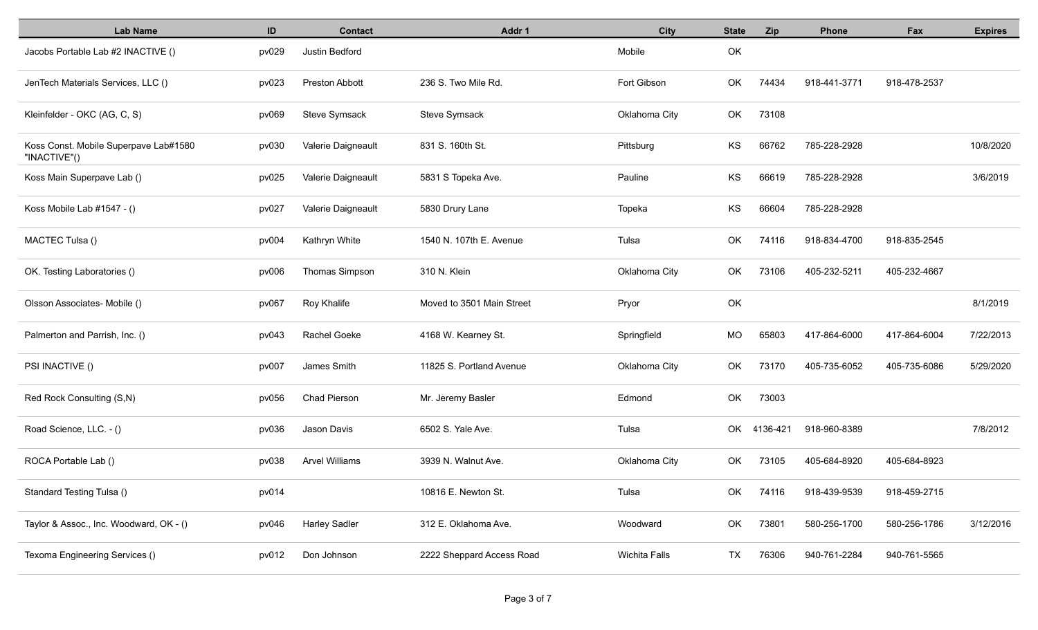| Lab Name | ID | Contact | Addr 1 | City | State | Zip | Phone | Fax | Expires |
|---|---|---|---|---|---|---|---|---|---|
| Jacobs Portable Lab #2 INACTIVE () | pv029 | Justin Bedford | | Mobile | OK | | | | |
| JenTech Materials Services, LLC () | pv023 | Preston Abbott | 236 S. Two Mile Rd. | Fort Gibson | OK | 74434 | 918-441-3771 | 918-478-2537 | |
| Kleinfelder - OKC (AG, C, S) | pv069 | Steve Symsack | Steve Symsack | Oklahoma City | OK | 73108 | | | |
| Koss Const. Mobile Superpave Lab#1580 "INACTIVE"() | pv030 | Valerie Daigneault | 831 S. 160th St. | Pittsburg | KS | 66762 | 785-228-2928 | | 10/8/2020 |
| Koss Main Superpave Lab () | pv025 | Valerie Daigneault | 5831 S Topeka Ave. | Pauline | KS | 66619 | 785-228-2928 | | 3/6/2019 |
| Koss Mobile Lab #1547 - () | pv027 | Valerie Daigneault | 5830 Drury Lane | Topeka | KS | 66604 | 785-228-2928 | | |
| MACTEC Tulsa () | pv004 | Kathryn White | 1540 N. 107th E. Avenue | Tulsa | OK | 74116 | 918-834-4700 | 918-835-2545 | |
| OK. Testing Laboratories () | pv006 | Thomas Simpson | 310 N. Klein | Oklahoma City | OK | 73106 | 405-232-5211 | 405-232-4667 | |
| Olsson Associates- Mobile () | pv067 | Roy Khalife | Moved to 3501 Main Street | Pryor | OK | | | | 8/1/2019 |
| Palmerton and Parrish, Inc. () | pv043 | Rachel Goeke | 4168 W. Kearney St. | Springfield | MO | 65803 | 417-864-6000 | 417-864-6004 | 7/22/2013 |
| PSI INACTIVE () | pv007 | James Smith | 11825 S. Portland Avenue | Oklahoma City | OK | 73170 | 405-735-6052 | 405-735-6086 | 5/29/2020 |
| Red Rock Consulting (S,N) | pv056 | Chad Pierson | Mr. Jeremy Basler | Edmond | OK | 73003 | | | |
| Road Science, LLC. - () | pv036 | Jason Davis | 6502 S. Yale Ave. | Tulsa | OK | 4136-421 | 918-960-8389 | | 7/8/2012 |
| ROCA Portable Lab () | pv038 | Arvel Williams | 3939 N. Walnut Ave. | Oklahoma City | OK | 73105 | 405-684-8920 | 405-684-8923 | |
| Standard Testing Tulsa () | pv014 | | 10816 E. Newton St. | Tulsa | OK | 74116 | 918-439-9539 | 918-459-2715 | |
| Taylor & Assoc., Inc. Woodward, OK - () | pv046 | Harley Sadler | 312 E. Oklahoma Ave. | Woodward | OK | 73801 | 580-256-1700 | 580-256-1786 | 3/12/2016 |
| Texoma Engineering Services () | pv012 | Don Johnson | 2222 Sheppard Access Road | Wichita Falls | TX | 76306 | 940-761-2284 | 940-761-5565 | |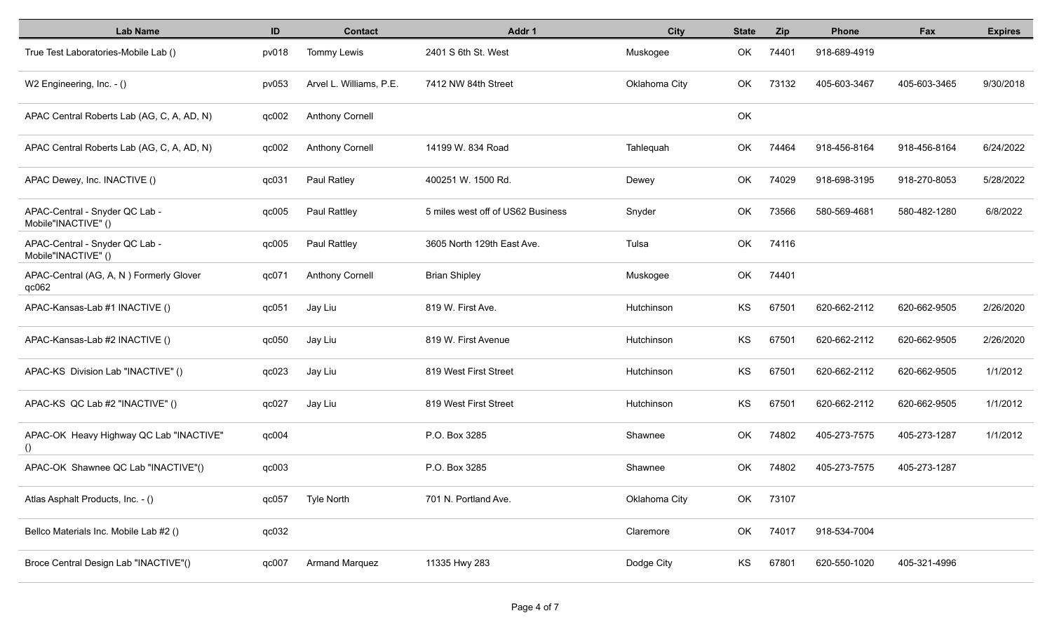| Lab Name | ID | Contact | Addr 1 | City | State | Zip | Phone | Fax | Expires |
|---|---|---|---|---|---|---|---|---|---|
| True Test Laboratories-Mobile Lab () | pv018 | Tommy Lewis | 2401 S 6th St. West | Muskogee | OK | 74401 | 918-689-4919 | | |
| W2 Engineering, Inc. - () | pv053 | Arvel L. Williams, P.E. | 7412 NW 84th Street | Oklahoma City | OK | 73132 | 405-603-3467 | 405-603-3465 | 9/30/2018 |
| APAC Central Roberts Lab (AG, C, A, AD, N) | qc002 | Anthony Cornell | | | OK | | | | |
| APAC Central Roberts Lab (AG, C, A, AD, N) | qc002 | Anthony Cornell | 14199 W. 834 Road | Tahlequah | OK | 74464 | 918-456-8164 | 918-456-8164 | 6/24/2022 |
| APAC Dewey, Inc. INACTIVE () | qc031 | Paul Ratley | 400251 W. 1500 Rd. | Dewey | OK | 74029 | 918-698-3195 | 918-270-8053 | 5/28/2022 |
| APAC-Central - Snyder QC Lab - Mobile"INACTIVE" () | qc005 | Paul Rattley | 5 miles west off of US62 Business | Snyder | OK | 73566 | 580-569-4681 | 580-482-1280 | 6/8/2022 |
| APAC-Central - Snyder QC Lab - Mobile"INACTIVE" () | qc005 | Paul Rattley | 3605 North 129th East Ave. | Tulsa | OK | 74116 | | | |
| APAC-Central (AG, A, N ) Formerly Glover qc062 | qc071 | Anthony Cornell | Brian Shipley | Muskogee | OK | 74401 | | | |
| APAC-Kansas-Lab #1 INACTIVE () | qc051 | Jay Liu | 819 W. First Ave. | Hutchinson | KS | 67501 | 620-662-2112 | 620-662-9505 | 2/26/2020 |
| APAC-Kansas-Lab #2 INACTIVE () | qc050 | Jay Liu | 819 W. First Avenue | Hutchinson | KS | 67501 | 620-662-2112 | 620-662-9505 | 2/26/2020 |
| APAC-KS Division Lab "INACTIVE" () | qc023 | Jay Liu | 819 West First Street | Hutchinson | KS | 67501 | 620-662-2112 | 620-662-9505 | 1/1/2012 |
| APAC-KS QC Lab #2 "INACTIVE" () | qc027 | Jay Liu | 819 West First Street | Hutchinson | KS | 67501 | 620-662-2112 | 620-662-9505 | 1/1/2012 |
| APAC-OK Heavy Highway QC Lab "INACTIVE" () | qc004 | | P.O. Box 3285 | Shawnee | OK | 74802 | 405-273-7575 | 405-273-1287 | 1/1/2012 |
| APAC-OK Shawnee QC Lab "INACTIVE"() | qc003 | | P.O. Box 3285 | Shawnee | OK | 74802 | 405-273-7575 | 405-273-1287 | |
| Atlas Asphalt Products, Inc. - () | qc057 | Tyle North | 701 N. Portland Ave. | Oklahoma City | OK | 73107 | | | |
| Bellco Materials Inc. Mobile Lab #2 () | qc032 | | | Claremore | OK | 74017 | 918-534-7004 | | |
| Broce Central Design Lab "INACTIVE"() | qc007 | Armand Marquez | 11335 Hwy 283 | Dodge City | KS | 67801 | 620-550-1020 | 405-321-4996 | |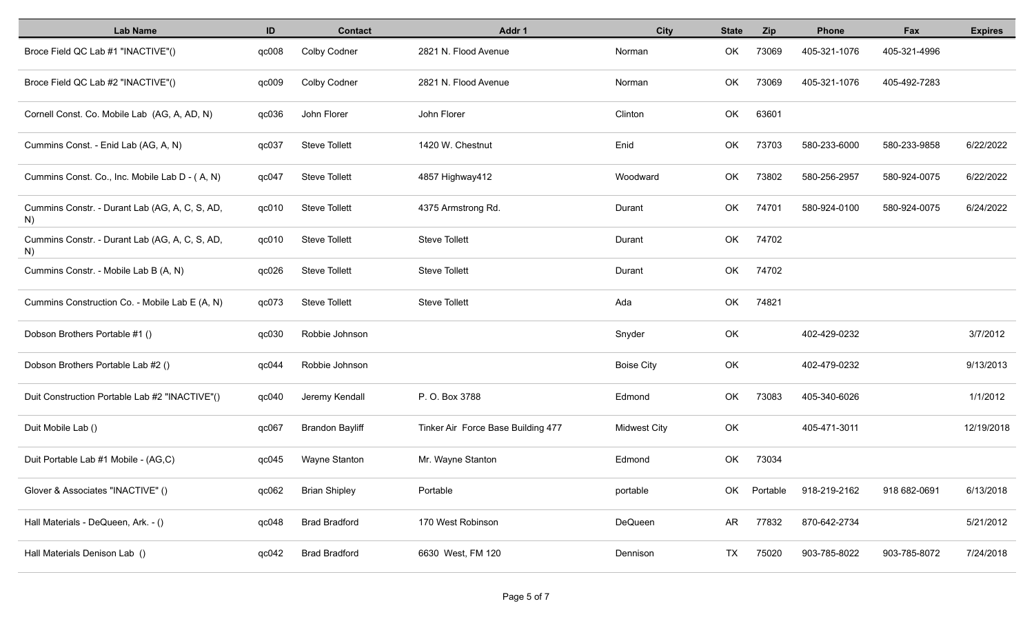| Lab Name | ID | Contact | Addr 1 | City | State | Zip | Phone | Fax | Expires |
|---|---|---|---|---|---|---|---|---|---|
| Broce Field QC Lab #1 "INACTIVE"() | qc008 | Colby Codner | 2821 N. Flood Avenue | Norman | OK | 73069 | 405-321-1076 | 405-321-4996 | |
| Broce Field QC Lab #2 "INACTIVE"() | qc009 | Colby Codner | 2821 N. Flood Avenue | Norman | OK | 73069 | 405-321-1076 | 405-492-7283 | |
| Cornell Const. Co. Mobile Lab (AG, A, AD, N) | qc036 | John Florer | John Florer | Clinton | OK | 63601 | | | |
| Cummins Const. - Enid Lab (AG, A, N) | qc037 | Steve Tollett | 1420 W. Chestnut | Enid | OK | 73703 | 580-233-6000 | 580-233-9858 | 6/22/2022 |
| Cummins Const. Co., Inc. Mobile Lab D - ( A, N) | qc047 | Steve Tollett | 4857 Highway412 | Woodward | OK | 73802 | 580-256-2957 | 580-924-0075 | 6/22/2022 |
| Cummins Constr. - Durant Lab (AG, A, C, S, AD, N) | qc010 | Steve Tollett | 4375 Armstrong Rd. | Durant | OK | 74701 | 580-924-0100 | 580-924-0075 | 6/24/2022 |
| Cummins Constr. - Durant Lab (AG, A, C, S, AD, N) | qc010 | Steve Tollett | Steve Tollett | Durant | OK | 74702 | | | |
| Cummins Constr. - Mobile Lab B (A, N) | qc026 | Steve Tollett | Steve Tollett | Durant | OK | 74702 | | | |
| Cummins Construction Co. - Mobile Lab E (A, N) | qc073 | Steve Tollett | Steve Tollett | Ada | OK | 74821 | | | |
| Dobson Brothers Portable #1 () | qc030 | Robbie Johnson | | Snyder | OK | | 402-429-0232 | | 3/7/2012 |
| Dobson Brothers Portable Lab #2 () | qc044 | Robbie Johnson | | Boise City | OK | | 402-479-0232 | | 9/13/2013 |
| Duit Construction Portable Lab #2 "INACTIVE"() | qc040 | Jeremy Kendall | P. O. Box 3788 | Edmond | OK | 73083 | 405-340-6026 | | 1/1/2012 |
| Duit Mobile Lab () | qc067 | Brandon Bayliff | Tinker Air Force Base Building 477 | Midwest City | OK | | 405-471-3011 | | 12/19/2018 |
| Duit Portable Lab #1 Mobile - (AG,C) | qc045 | Wayne Stanton | Mr. Wayne Stanton | Edmond | OK | 73034 | | | |
| Glover & Associates "INACTIVE" () | qc062 | Brian Shipley | Portable | portable | OK | Portable | 918-219-2162 | 918 682-0691 | 6/13/2018 |
| Hall Materials - DeQueen, Ark. - () | qc048 | Brad Bradford | 170 West Robinson | DeQueen | AR | 77832 | 870-642-2734 | | 5/21/2012 |
| Hall Materials Denison Lab () | qc042 | Brad Bradford | 6630 West, FM 120 | Dennison | TX | 75020 | 903-785-8022 | 903-785-8072 | 7/24/2018 |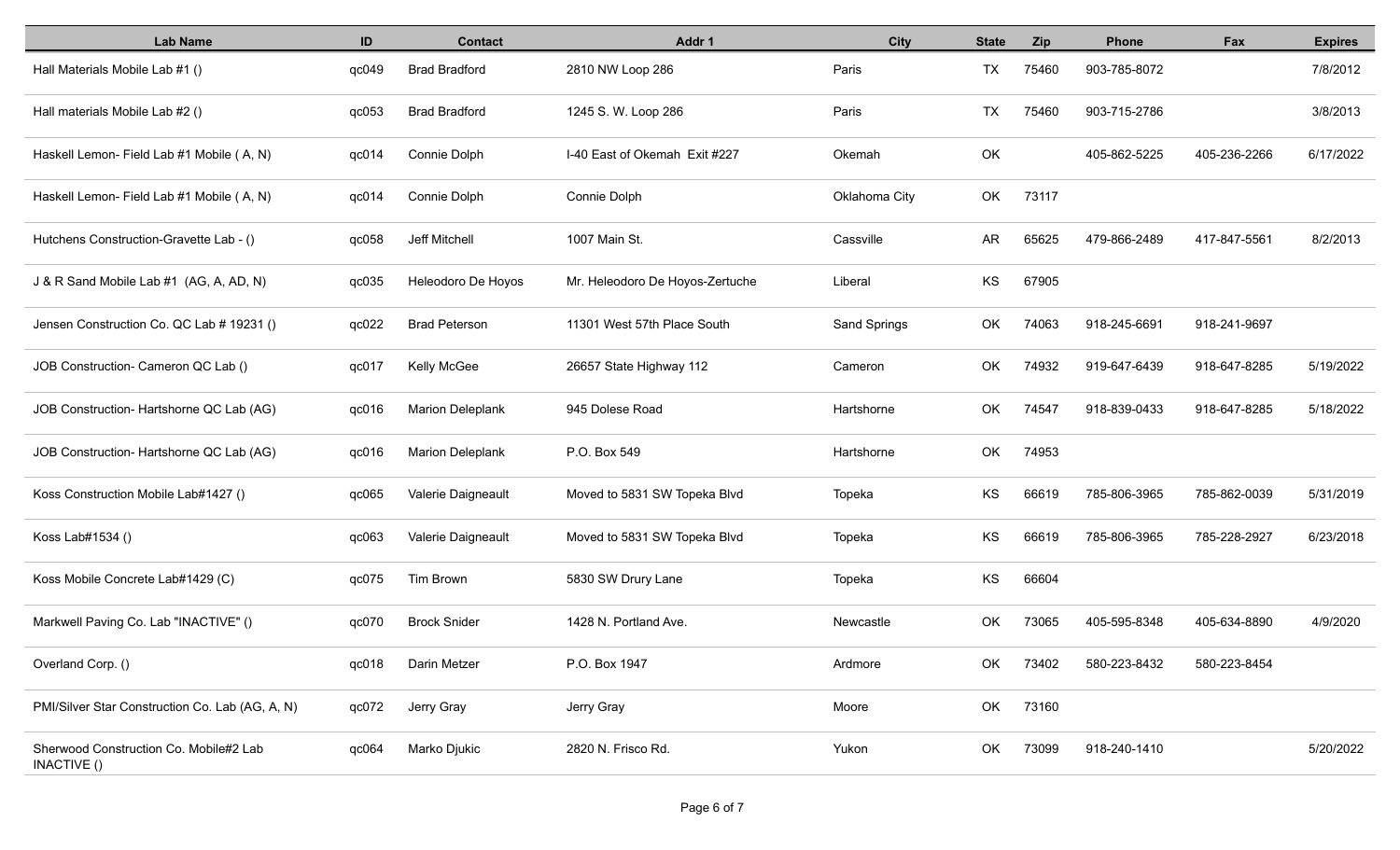| Lab Name | ID | Contact | Addr 1 | City | State | Zip | Phone | Fax | Expires |
|---|---|---|---|---|---|---|---|---|---|
| Hall Materials Mobile Lab #1 () | qc049 | Brad Bradford | 2810 NW Loop 286 | Paris | TX | 75460 | 903-785-8072 | | 7/8/2012 |
| Hall materials Mobile Lab #2 () | qc053 | Brad Bradford | 1245 S. W. Loop 286 | Paris | TX | 75460 | 903-715-2786 | | 3/8/2013 |
| Haskell Lemon- Field Lab #1 Mobile ( A, N) | qc014 | Connie Dolph | I-40 East of Okemah Exit #227 | Okemah | OK | | 405-862-5225 | 405-236-2266 | 6/17/2022 |
| Haskell Lemon- Field Lab #1 Mobile ( A, N) | qc014 | Connie Dolph | Connie Dolph | Oklahoma City | OK | 73117 | | | |
| Hutchens Construction-Gravette Lab - () | qc058 | Jeff Mitchell | 1007 Main St. | Cassville | AR | 65625 | 479-866-2489 | 417-847-5561 | 8/2/2013 |
| J & R Sand Mobile Lab #1 (AG, A, AD, N) | qc035 | Heleodoro De Hoyos | Mr. Heleodoro De Hoyos-Zertuche | Liberal | KS | 67905 | | | |
| Jensen Construction Co. QC Lab # 19231 () | qc022 | Brad Peterson | 11301 West 57th Place South | Sand Springs | OK | 74063 | 918-245-6691 | 918-241-9697 | |
| JOB Construction- Cameron QC Lab () | qc017 | Kelly McGee | 26657 State Highway 112 | Cameron | OK | 74932 | 919-647-6439 | 918-647-8285 | 5/19/2022 |
| JOB Construction- Hartshorne QC Lab (AG) | qc016 | Marion Deleplank | 945 Dolese Road | Hartshorne | OK | 74547 | 918-839-0433 | 918-647-8285 | 5/18/2022 |
| JOB Construction- Hartshorne QC Lab (AG) | qc016 | Marion Deleplank | P.O. Box 549 | Hartshorne | OK | 74953 | | | |
| Koss Construction Mobile Lab#1427 () | qc065 | Valerie Daigneault | Moved to 5831 SW Topeka Blvd | Topeka | KS | 66619 | 785-806-3965 | 785-862-0039 | 5/31/2019 |
| Koss Lab#1534 () | qc063 | Valerie Daigneault | Moved to 5831 SW Topeka Blvd | Topeka | KS | 66619 | 785-806-3965 | 785-228-2927 | 6/23/2018 |
| Koss Mobile Concrete Lab#1429 (C) | qc075 | Tim Brown | 5830 SW Drury Lane | Topeka | KS | 66604 | | | |
| Markwell Paving Co. Lab "INACTIVE" () | qc070 | Brock Snider | 1428 N. Portland Ave. | Newcastle | OK | 73065 | 405-595-8348 | 405-634-8890 | 4/9/2020 |
| Overland Corp. () | qc018 | Darin Metzer | P.O. Box 1947 | Ardmore | OK | 73402 | 580-223-8432 | 580-223-8454 | |
| PMI/Silver Star Construction Co. Lab (AG, A, N) | qc072 | Jerry Gray | Jerry Gray | Moore | OK | 73160 | | | |
| Sherwood Construction Co. Mobile#2 Lab INACTIVE () | qc064 | Marko Djukic | 2820 N. Frisco Rd. | Yukon | OK | 73099 | 918-240-1410 | | 5/20/2022 |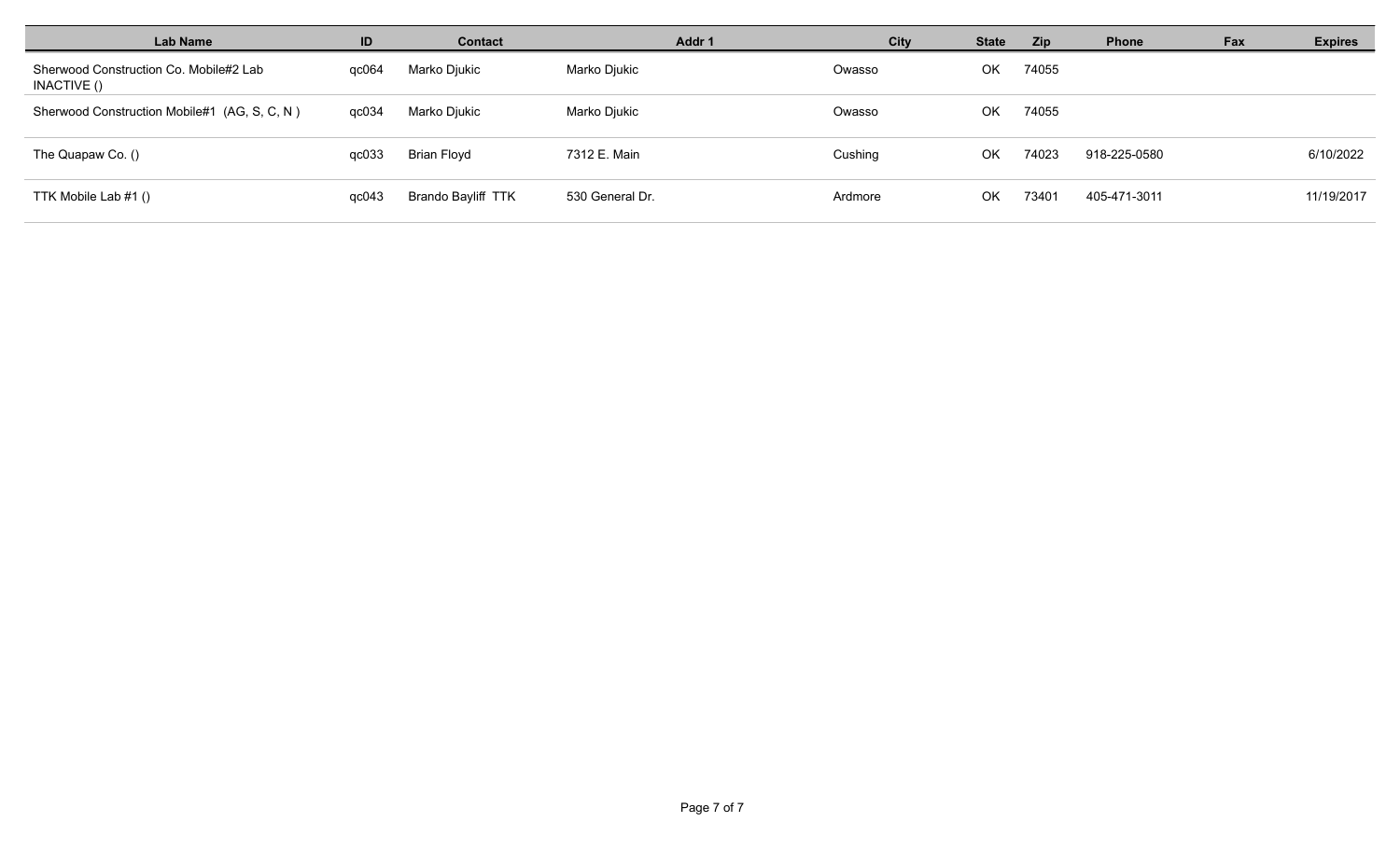| Lab Name | ID | Contact | Addr 1 | City | State | Zip | Phone | Fax | Expires |
|---|---|---|---|---|---|---|---|---|---|
| Sherwood Construction Co. Mobile#2 Lab INACTIVE () | qc064 | Marko Djukic | Marko Djukic | Owasso | OK | 74055 | | | |
| Sherwood Construction Mobile#1 (AG, S, C, N ) | qc034 | Marko Djukic | Marko Djukic | Owasso | OK | 74055 | | | |
| The Quapaw Co. () | qc033 | Brian Floyd | 7312 E. Main | Cushing | OK | 74023 | 918-225-0580 | | 6/10/2022 |
| TTK Mobile Lab #1 () | qc043 | Brando Bayliff TTK | 530 General Dr. | Ardmore | OK | 73401 | 405-471-3011 | | 11/19/2017 |